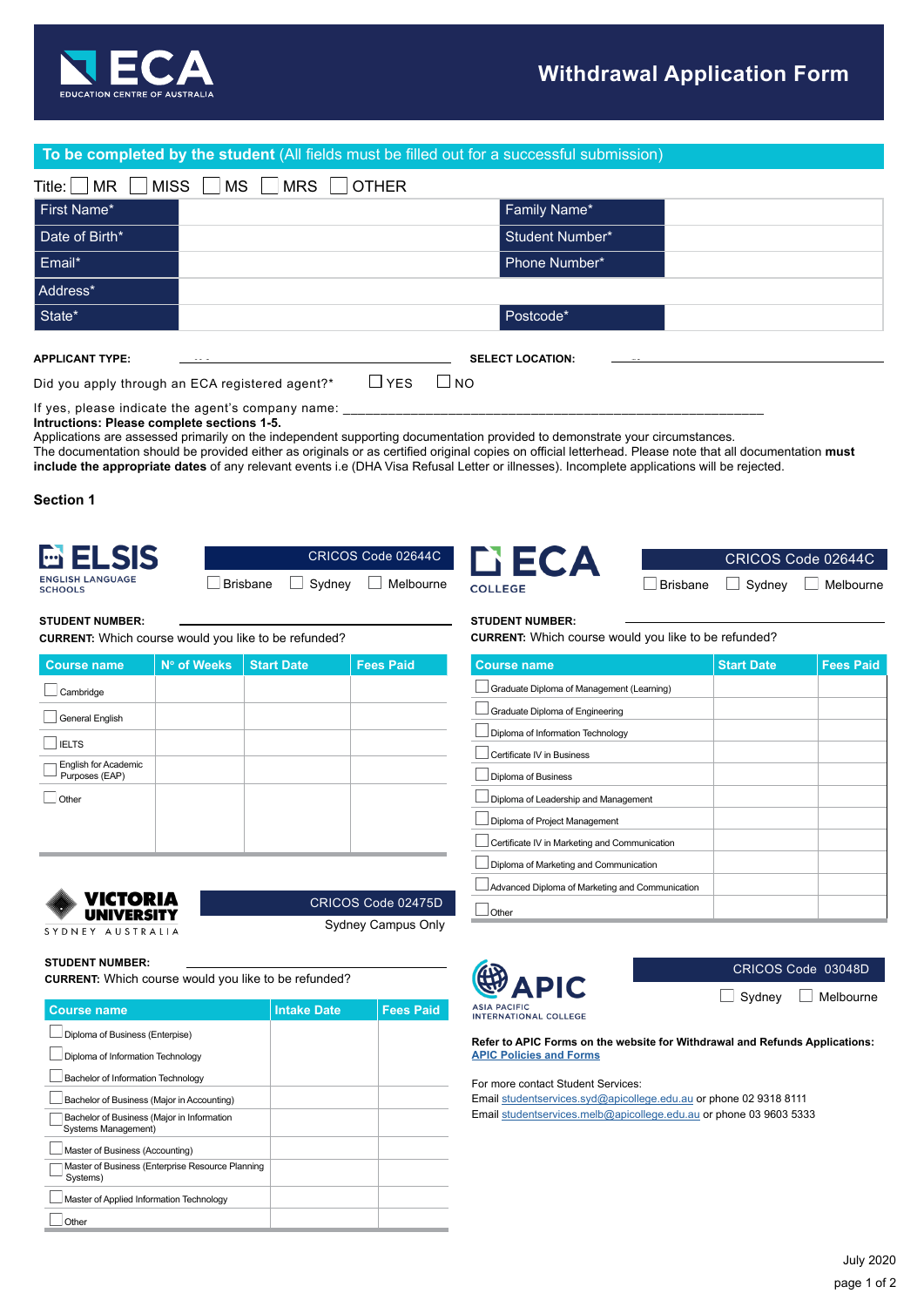# ECA — Education Centre of Australia

## Withdrawal Application Form

**To be completed by the student** (All fields must be filled out for a successful submission)

Title: ☐ MR ☐ MISS ☐ MS ☐ MRS ☐ OTHER

| | | | |
|---|---|---|---|
| First Name* | | Family Name* | |
| Date of Birth* | | Student Number* | |
| Email* | | Phone Number* | |
| Address* | | | |
| State* | | Postcode* | |

**APPLICANT TYPE:** ______________________ **SELECT LOCATION:** ______________________

Did you apply through an ECA registered agent?* ☐ YES ☐ NO

If yes, please indicate the agent's company name: ______________________________________________

**Intructions: Please complete sections 1-5.**

Applications are assessed primarily on the independent supporting documentation provided to demonstrate your circumstances.

The documentation should be provided either as originals or as certified original copies on official letterhead. Please note that all documentation **must include the appropriate dates** of any relevant events i.e (DHA Visa Refusal Letter or illnesses). Incomplete applications will be rejected.

### Section 1

#### ELSIS English Language Schools

CRICOS Code 02644C

☐ Brisbane ☐ Sydney ☐ Melbourne

**STUDENT NUMBER:** ______________________

**CURRENT:** Which course would you like to be refunded?

| Course name | Nº of Weeks | Start Date | Fees Paid |
|---|---|---|---|
| ☐ Cambridge | | | |
| ☐ General English | | | |
| ☐ IELTS | | | |
| ☐ English for Academic Purposes (EAP) | | | |
| ☐ Other | | | |

#### ECA College

CRICOS Code 02644C

☐ Brisbane ☐ Sydney ☐ Melbourne

**STUDENT NUMBER:** ______________________

**CURRENT:** Which course would you like to be refunded?

| Course name | Start Date | Fees Paid |
|---|---|---|
| ☐ Graduate Diploma of Management (Learning) | | |
| ☐ Graduate Diploma of Engineering | | |
| ☐ Diploma of Information Technology | | |
| ☐ Certificate IV in Business | | |
| ☐ Diploma of Business | | |
| ☐ Diploma of Leadership and Management | | |
| ☐ Diploma of Project Management | | |
| ☐ Certificate IV in Marketing and Communication | | |
| ☐ Diploma of Marketing and Communication | | |
| ☐ Advanced Diploma of Marketing and Communication | | |
| ☐ Other | | |

#### Victoria University Sydney Australia

CRICOS Code 02475D

Sydney Campus Only

**STUDENT NUMBER:** ______________________

**CURRENT:** Which course would you like to be refunded?

| Course name | Intake Date | Fees Paid |
|---|---|---|
| ☐ Diploma of Business (Enterprise) | | |
| ☐ Diploma of Information Technology | | |
| ☐ Bachelor of Information Technology | | |
| ☐ Bachelor of Business (Major in Accounting) | | |
| ☐ Bachelor of Business (Major in Information Systems Management) | | |
| ☐ Master of Business (Accounting) | | |
| ☐ Master of Business (Enterprise Resource Planning Systems) | | |
| ☐ Master of Applied Information Technology | | |
| ☐ Other | | |

#### APIC Asia Pacific International College

CRICOS Code 03048D

☐ Sydney ☐ Melbourne

**Refer to APIC Forms on the website for Withdrawal and Refunds Applications:**
**APIC Policies and Forms**

For more contact Student Services:
Email studentservices.syd@apicollege.edu.au or phone 02 9318 8111
Email studentservices.melb@apicollege.edu.au or phone 03 9603 5333

July 2020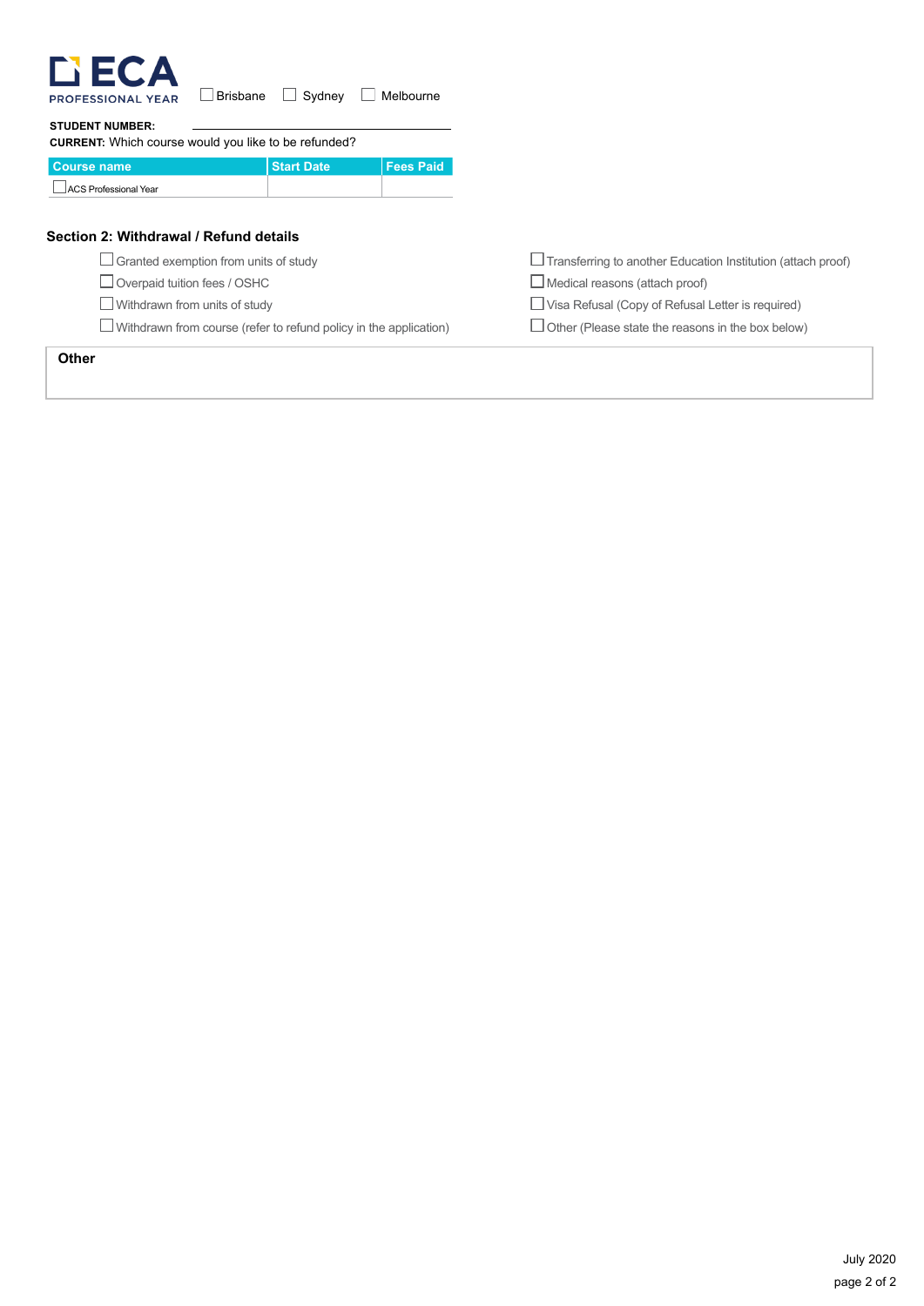**ECA PROFESSIONAL YEAR**

☐ Brisbane ☐ Sydney ☐ Melbourne

**STUDENT NUMBER:** ____________________

**CURRENT:** Which course would you like to be refunded?

| Course name | Start Date | Fees Paid |
|---|---|---|
| ☐ ACS Professional Year | | |

### Section 2: Withdrawal / Refund details

- ☐ Granted exemption from units of study
- ☐ Overpaid tuition fees / OSHC
- ☐ Withdrawn from units of study
- ☐ Withdrawn from course (refer to refund policy in the application)
- ☐ Transferring to another Education Institution (attach proof)
- ☐ Medical reasons (attach proof)
- ☐ Visa Refusal (Copy of Refusal Letter is required)
- ☐ Other (Please state the reasons in the box below)

**Other**

July 2020